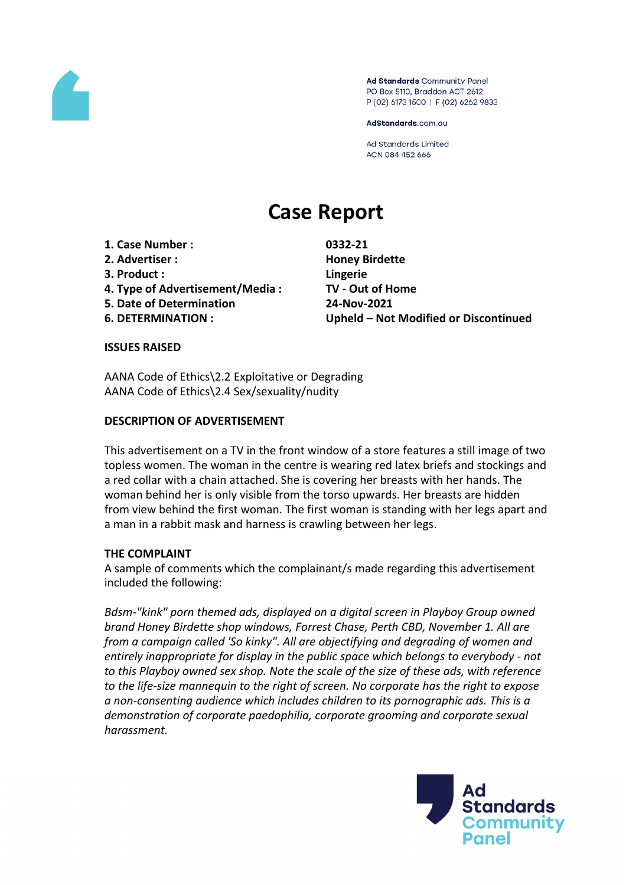Ad Standards Community Panel
PO Box 5110, Braddon ACT 2612
P (02) 6173 1500 | F (02) 6262 9833

AdStandards.com.au

Ad Standards Limited
ACN 084 452 666

# Case Report

| | |
|---|---|
| **1. Case Number :** | **0332-21** |
| **2. Advertiser :** | **Honey Birdette** |
| **3. Product :** | **Lingerie** |
| **4. Type of Advertisement/Media :** | **TV - Out of Home** |
| **5. Date of Determination** | **24-Nov-2021** |
| **6. DETERMINATION :** | **Upheld – Not Modified or Discontinued** |

**ISSUES RAISED**

AANA Code of Ethics\2.2 Exploitative or Degrading
AANA Code of Ethics\2.4 Sex/sexuality/nudity

**DESCRIPTION OF ADVERTISEMENT**

This advertisement on a TV in the front window of a store features a still image of two topless women. The woman in the centre is wearing red latex briefs and stockings and a red collar with a chain attached. She is covering her breasts with her hands. The woman behind her is only visible from the torso upwards. Her breasts are hidden from view behind the first woman. The first woman is standing with her legs apart and a man in a rabbit mask and harness is crawling between her legs.

**THE COMPLAINT**

A sample of comments which the complainant/s made regarding this advertisement included the following:

*Bdsm-"kink" porn themed ads, displayed on a digital screen in Playboy Group owned brand Honey Birdette shop windows, Forrest Chase, Perth CBD, November 1. All are from a campaign called 'So kinky". All are objectifying and degrading of women and entirely inappropriate for display in the public space which belongs to everybody - not to this Playboy owned sex shop. Note the scale of the size of these ads, with reference to the life-size mannequin to the right of screen. No corporate has the right to expose a non-consenting audience which includes children to its pornographic ads. This is a demonstration of corporate paedophilia, corporate grooming and corporate sexual harassment.*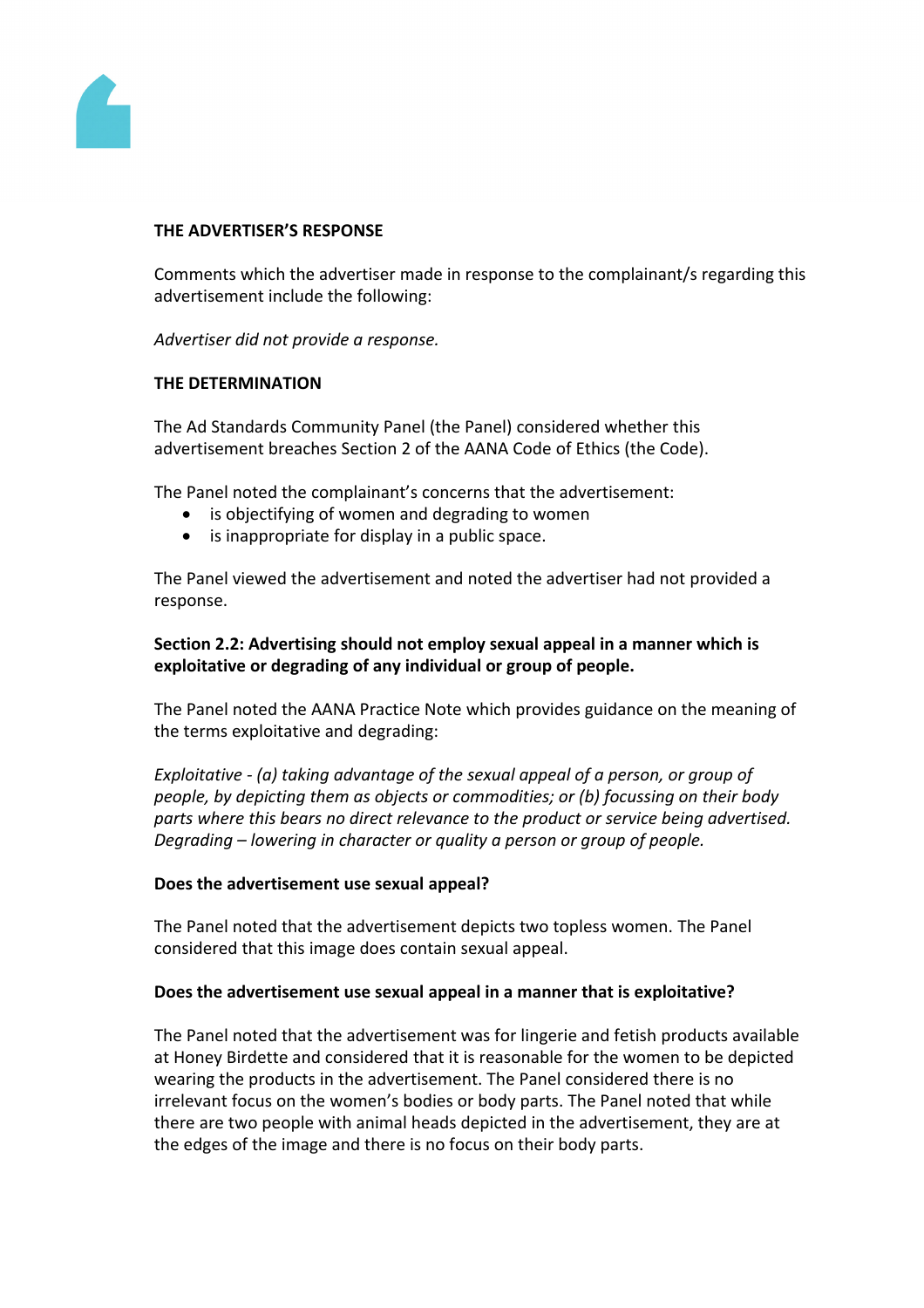**THE ADVERTISER'S RESPONSE**

Comments which the advertiser made in response to the complainant/s regarding this advertisement include the following:

*Advertiser did not provide a response.*

**THE DETERMINATION**

The Ad Standards Community Panel (the Panel) considered whether this advertisement breaches Section 2 of the AANA Code of Ethics (the Code).

The Panel noted the complainant's concerns that the advertisement:

- is objectifying of women and degrading to women
- is inappropriate for display in a public space.

The Panel viewed the advertisement and noted the advertiser had not provided a response.

**Section 2.2: Advertising should not employ sexual appeal in a manner which is exploitative or degrading of any individual or group of people.**

The Panel noted the AANA Practice Note which provides guidance on the meaning of the terms exploitative and degrading:

*Exploitative - (a) taking advantage of the sexual appeal of a person, or group of people, by depicting them as objects or commodities; or (b) focussing on their body parts where this bears no direct relevance to the product or service being advertised.*
*Degrading – lowering in character or quality a person or group of people.*

**Does the advertisement use sexual appeal?**

The Panel noted that the advertisement depicts two topless women. The Panel considered that this image does contain sexual appeal.

**Does the advertisement use sexual appeal in a manner that is exploitative?**

The Panel noted that the advertisement was for lingerie and fetish products available at Honey Birdette and considered that it is reasonable for the women to be depicted wearing the products in the advertisement. The Panel considered there is no irrelevant focus on the women's bodies or body parts. The Panel noted that while there are two people with animal heads depicted in the advertisement, they are at the edges of the image and there is no focus on their body parts.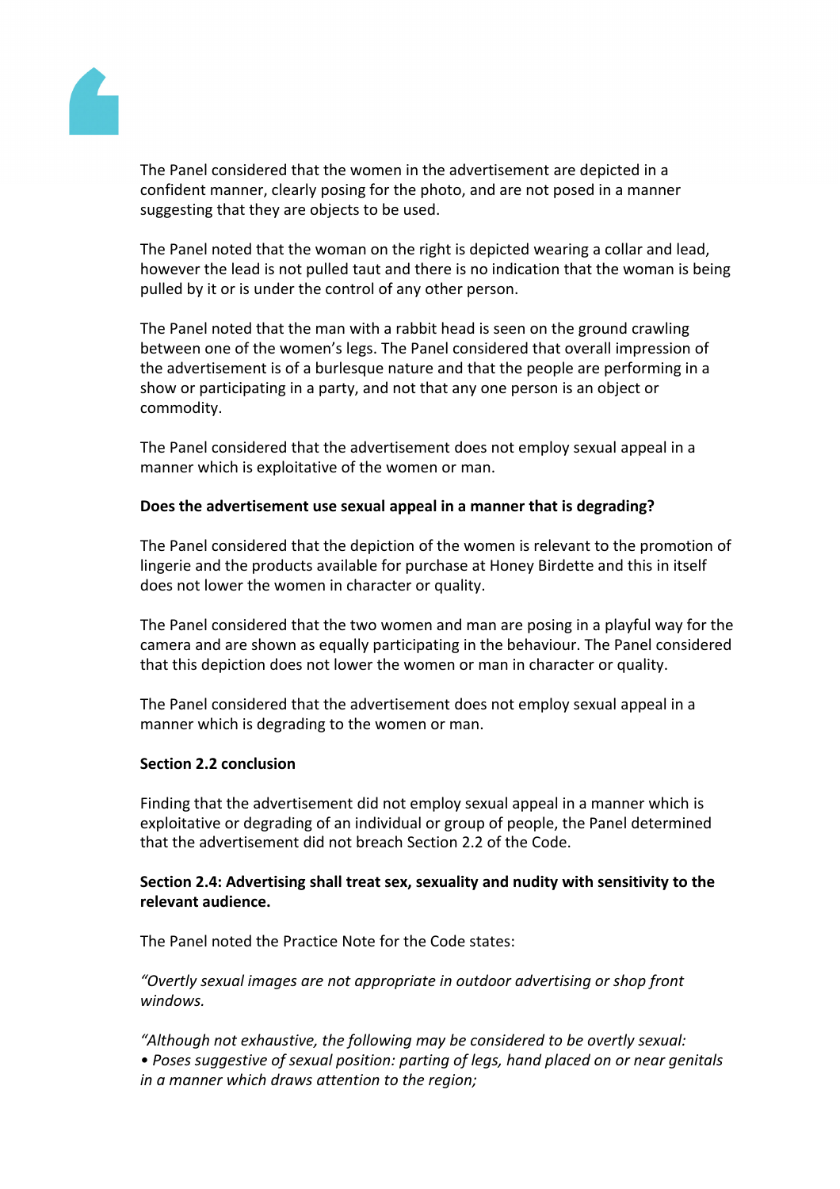The Panel considered that the women in the advertisement are depicted in a confident manner, clearly posing for the photo, and are not posed in a manner suggesting that they are objects to be used.

The Panel noted that the woman on the right is depicted wearing a collar and lead, however the lead is not pulled taut and there is no indication that the woman is being pulled by it or is under the control of any other person.

The Panel noted that the man with a rabbit head is seen on the ground crawling between one of the women's legs. The Panel considered that overall impression of the advertisement is of a burlesque nature and that the people are performing in a show or participating in a party, and not that any one person is an object or commodity.

The Panel considered that the advertisement does not employ sexual appeal in a manner which is exploitative of the women or man.

**Does the advertisement use sexual appeal in a manner that is degrading?**

The Panel considered that the depiction of the women is relevant to the promotion of lingerie and the products available for purchase at Honey Birdette and this in itself does not lower the women in character or quality.

The Panel considered that the two women and man are posing in a playful way for the camera and are shown as equally participating in the behaviour. The Panel considered that this depiction does not lower the women or man in character or quality.

The Panel considered that the advertisement does not employ sexual appeal in a manner which is degrading to the women or man.

**Section 2.2 conclusion**

Finding that the advertisement did not employ sexual appeal in a manner which is exploitative or degrading of an individual or group of people, the Panel determined that the advertisement did not breach Section 2.2 of the Code.

**Section 2.4: Advertising shall treat sex, sexuality and nudity with sensitivity to the relevant audience.**

The Panel noted the Practice Note for the Code states:

*"Overtly sexual images are not appropriate in outdoor advertising or shop front windows.*

*"Although not exhaustive, the following may be considered to be overtly sexual:*
*• Poses suggestive of sexual position: parting of legs, hand placed on or near genitals in a manner which draws attention to the region;*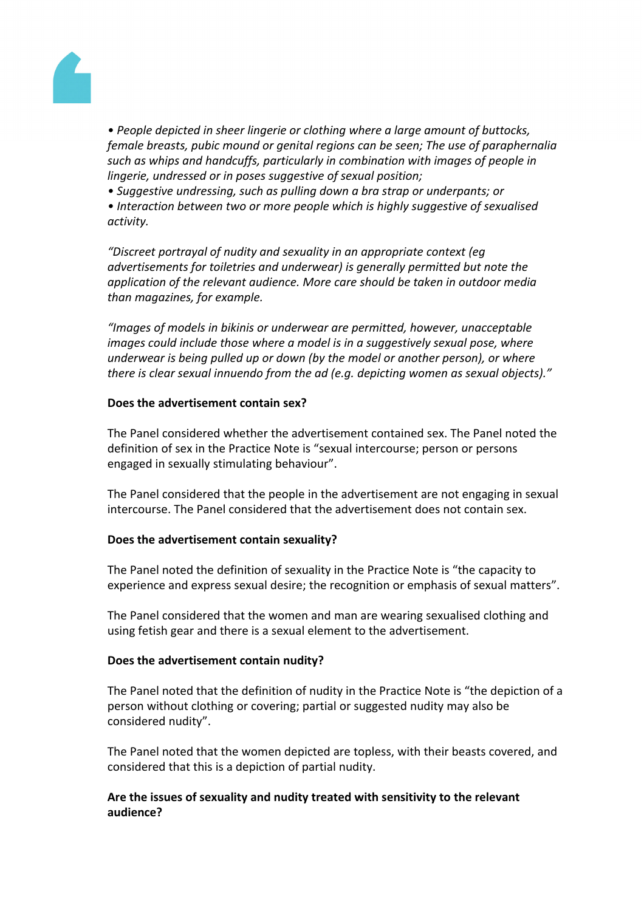*• People depicted in sheer lingerie or clothing where a large amount of buttocks, female breasts, pubic mound or genital regions can be seen; The use of paraphernalia such as whips and handcuffs, particularly in combination with images of people in lingerie, undressed or in poses suggestive of sexual position;*

*• Suggestive undressing, such as pulling down a bra strap or underpants; or*

*• Interaction between two or more people which is highly suggestive of sexualised activity.*

*"Discreet portrayal of nudity and sexuality in an appropriate context (eg advertisements for toiletries and underwear) is generally permitted but note the application of the relevant audience. More care should be taken in outdoor media than magazines, for example.*

*"Images of models in bikinis or underwear are permitted, however, unacceptable images could include those where a model is in a suggestively sexual pose, where underwear is being pulled up or down (by the model or another person), or where there is clear sexual innuendo from the ad (e.g. depicting women as sexual objects)."*

**Does the advertisement contain sex?**

The Panel considered whether the advertisement contained sex. The Panel noted the definition of sex in the Practice Note is "sexual intercourse; person or persons engaged in sexually stimulating behaviour".

The Panel considered that the people in the advertisement are not engaging in sexual intercourse. The Panel considered that the advertisement does not contain sex.

**Does the advertisement contain sexuality?**

The Panel noted the definition of sexuality in the Practice Note is "the capacity to experience and express sexual desire; the recognition or emphasis of sexual matters".

The Panel considered that the women and man are wearing sexualised clothing and using fetish gear and there is a sexual element to the advertisement.

**Does the advertisement contain nudity?**

The Panel noted that the definition of nudity in the Practice Note is "the depiction of a person without clothing or covering; partial or suggested nudity may also be considered nudity".

The Panel noted that the women depicted are topless, with their beasts covered, and considered that this is a depiction of partial nudity.

**Are the issues of sexuality and nudity treated with sensitivity to the relevant audience?**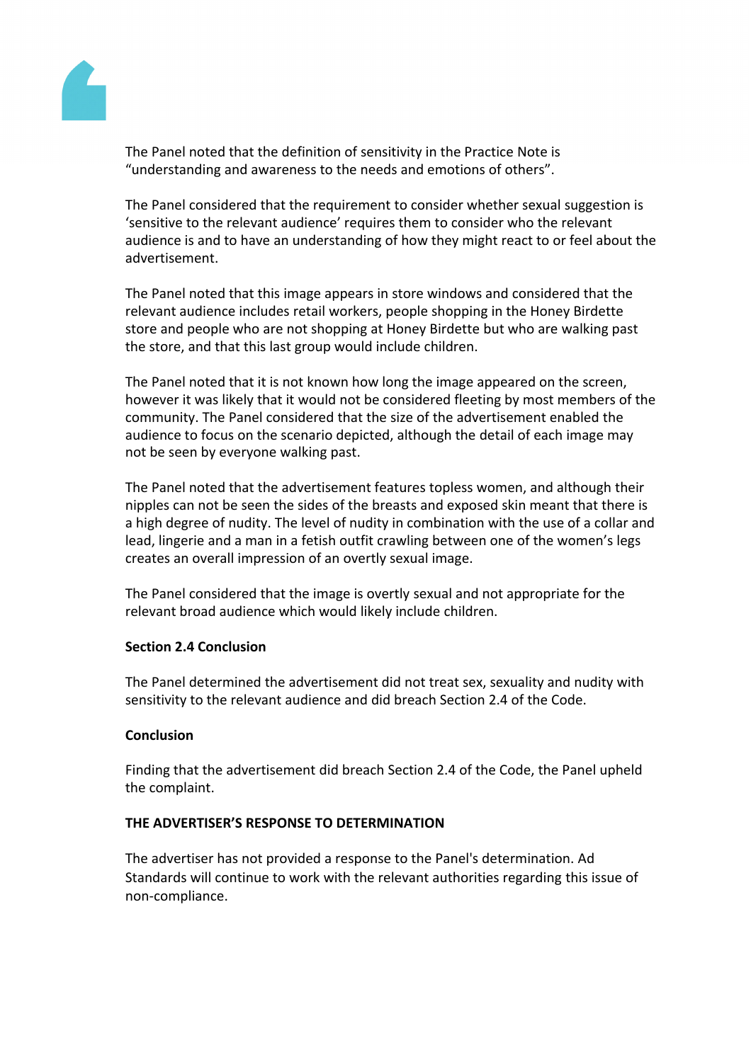The Panel noted that the definition of sensitivity in the Practice Note is "understanding and awareness to the needs and emotions of others".

The Panel considered that the requirement to consider whether sexual suggestion is 'sensitive to the relevant audience' requires them to consider who the relevant audience is and to have an understanding of how they might react to or feel about the advertisement.

The Panel noted that this image appears in store windows and considered that the relevant audience includes retail workers, people shopping in the Honey Birdette store and people who are not shopping at Honey Birdette but who are walking past the store, and that this last group would include children.

The Panel noted that it is not known how long the image appeared on the screen, however it was likely that it would not be considered fleeting by most members of the community. The Panel considered that the size of the advertisement enabled the audience to focus on the scenario depicted, although the detail of each image may not be seen by everyone walking past.

The Panel noted that the advertisement features topless women, and although their nipples can not be seen the sides of the breasts and exposed skin meant that there is a high degree of nudity. The level of nudity in combination with the use of a collar and lead, lingerie and a man in a fetish outfit crawling between one of the women's legs creates an overall impression of an overtly sexual image.

The Panel considered that the image is overtly sexual and not appropriate for the relevant broad audience which would likely include children.

**Section 2.4 Conclusion**

The Panel determined the advertisement did not treat sex, sexuality and nudity with sensitivity to the relevant audience and did breach Section 2.4 of the Code.

**Conclusion**

Finding that the advertisement did breach Section 2.4 of the Code, the Panel upheld the complaint.

**THE ADVERTISER'S RESPONSE TO DETERMINATION**

The advertiser has not provided a response to the Panel's determination. Ad Standards will continue to work with the relevant authorities regarding this issue of non-compliance.